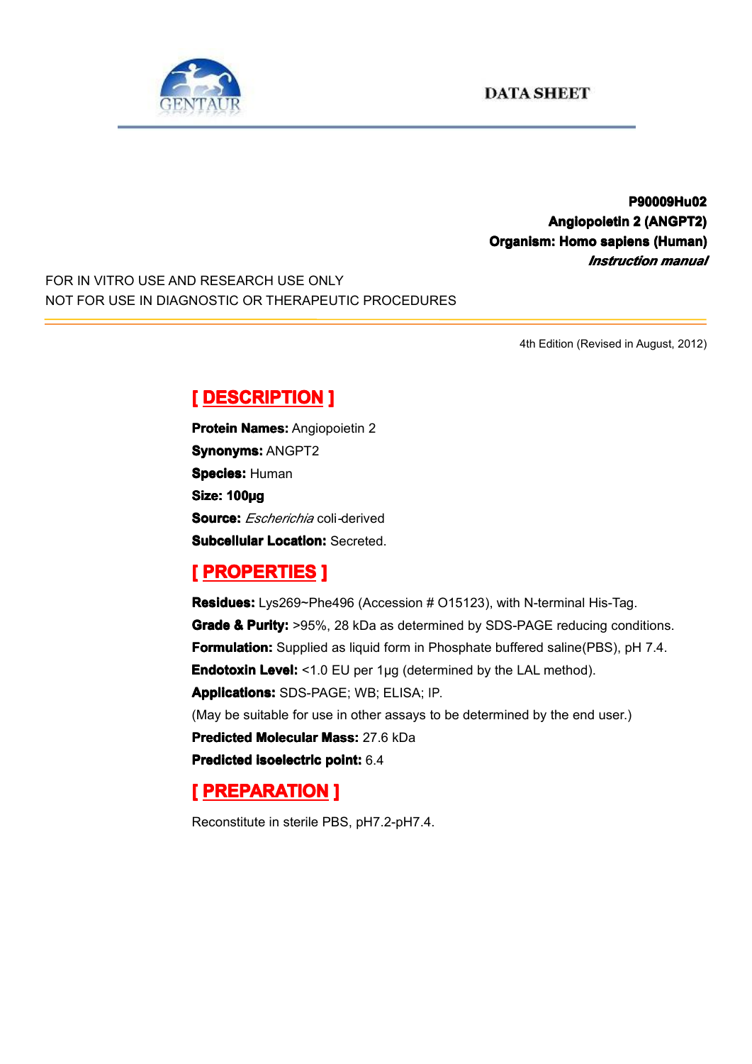GENTAUR

DATA SHEET

**P90009Hu02**
**Angiopoietin 2 (ANGPT2)**
**Organism: Homo sapiens (Human)**
***Instruction manual***

FOR IN VITRO USE AND RESEARCH USE ONLY
NOT FOR USE IN DIAGNOSTIC OR THERAPEUTIC PROCEDURES

4th Edition (Revised in August, 2012)

## [ DESCRIPTION ]

**Protein Names:** Angiopoietin 2
**Synonyms:** ANGPT2
**Species:** Human
**Size: 100μg**
**Source:** *Escherichia* coli-derived
**Subcellular Location:** Secreted.

## [ PROPERTIES ]

**Residues:** Lys269~Phe496 (Accession # O15123), with N-terminal His-Tag.
**Grade & Purity:** >95%, 28 kDa as determined by SDS-PAGE reducing conditions.
**Formulation:** Supplied as liquid form in Phosphate buffered saline(PBS), pH 7.4.
**Endotoxin Level:** <1.0 EU per 1μg (determined by the LAL method).
**Applications:** SDS-PAGE; WB; ELISA; IP.
(May be suitable for use in other assays to be determined by the end user.)
**Predicted Molecular Mass:** 27.6 kDa
**Predicted isoelectric point:** 6.4

## [ PREPARATION ]

Reconstitute in sterile PBS, pH7.2-pH7.4.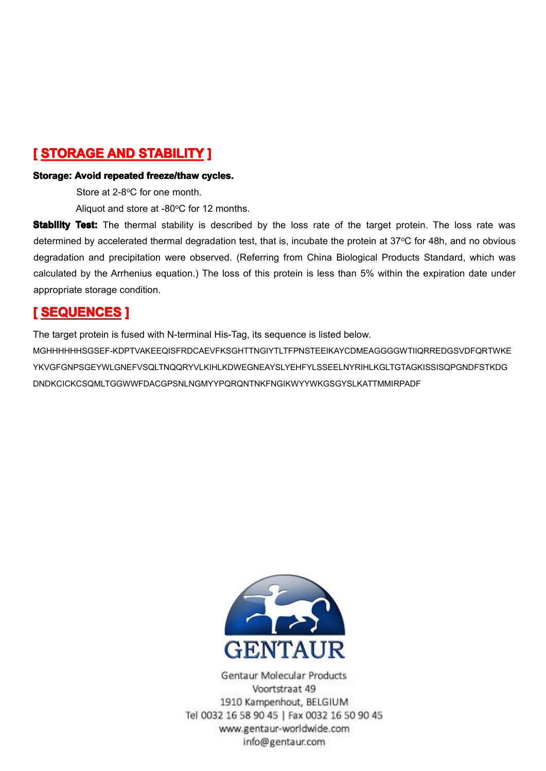## [ STORAGE AND STABILITY ]

**Storage: Avoid repeated freeze/thaw cycles.**

Store at 2-8°C for one month.

Aliquot and store at -80°C for 12 months.

**Stability Test:** The thermal stability is described by the loss rate of the target protein. The loss rate was determined by accelerated thermal degradation test, that is, incubate the protein at 37°C for 48h, and no obvious degradation and precipitation were observed. (Referring from China Biological Products Standard, which was calculated by the Arrhenius equation.) The loss of this protein is less than 5% within the expiration date under appropriate storage condition.

## [ SEQUENCES ]

The target protein is fused with N-terminal His-Tag, its sequence is listed below.

MGHHHHHHSGSEF-KDPTVAKEEQISFRDCAEVFKSGHTTNGIYTLTFPNSTEEIKAYCDMEAGGGGWTIIQRREDGSVDFQRTWKE
YKVGFGNPSGEYWLGNEFVSQLTNQQRYVLKIHLKDWEGNEAYSLYEHFYLSSEELNYRIHLKGLTGTAGKISSISQPGNDFSTKDG
DNDKCICKCSQMLTGGWWFDACGPSNLNGMYYPQRQNTNKFNGIKWYYWKGSGYSLKATTMMIRPADF

GENTAUR

Gentaur Molecular Products
Voortstraat 49
1910 Kampenhout, BELGIUM
Tel 0032 16 58 90 45 | Fax 0032 16 50 90 45
www.gentaur-worldwide.com
info@gentaur.com